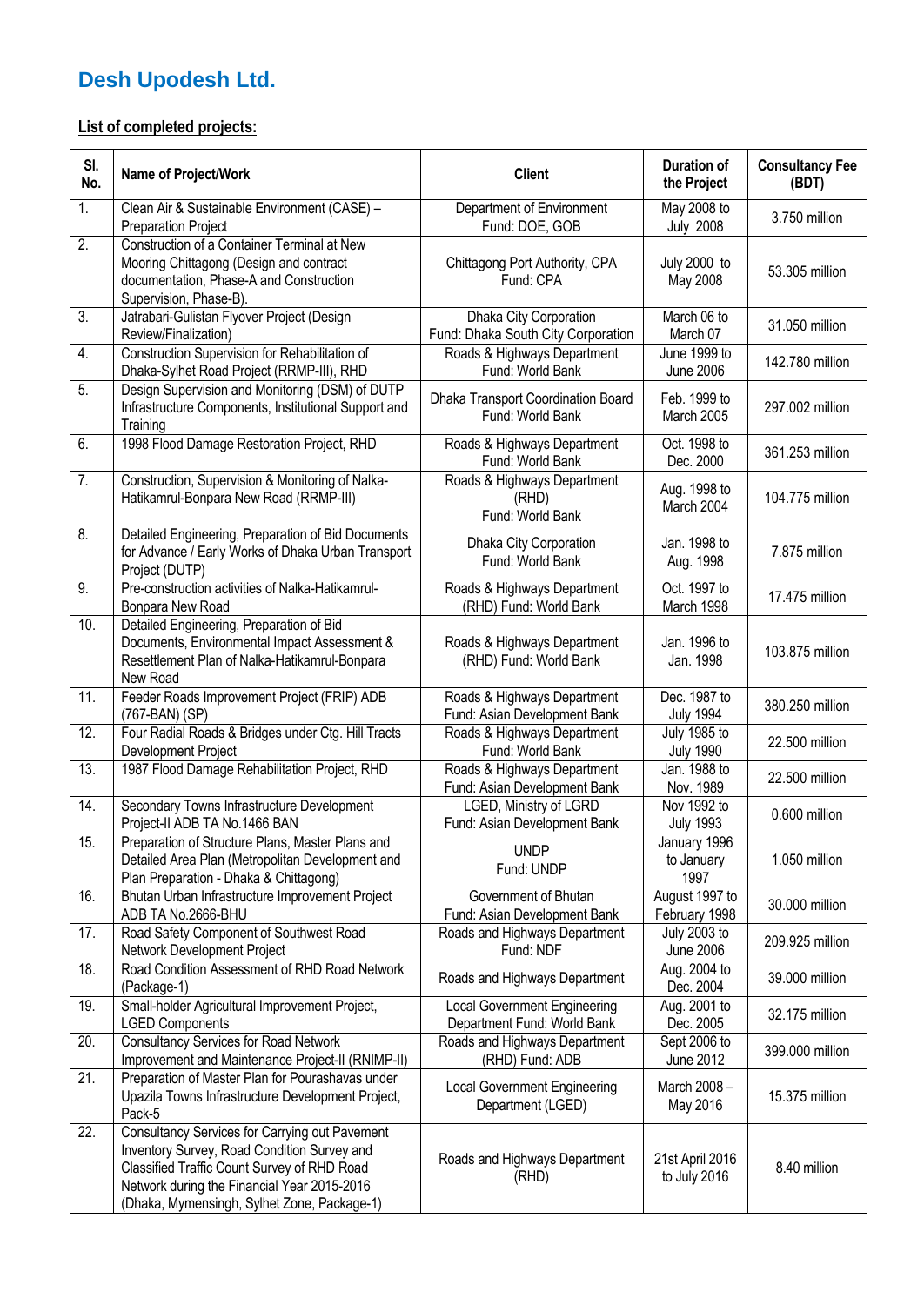# Desh Upodesh Ltd.

**List of completed projects:**

| Sl. No. | Name of Project/Work | Client | Duration of the Project | Consultancy Fee (BDT) |
|---|---|---|---|---|
| 1. | Clean Air & Sustainable Environment (CASE) – Preparation Project | Department of Environment Fund: DOE, GOB | May 2008 to July 2008 | 3.750 million |
| 2. | Construction of a Container Terminal at New Mooring Chittagong (Design and contract documentation, Phase-A and Construction Supervision, Phase-B). | Chittagong Port Authority, CPA Fund: CPA | July 2000 to May 2008 | 53.305 million |
| 3. | Jatrabari-Gulistan Flyover Project (Design Review/Finalization) | Dhaka City Corporation Fund: Dhaka South City Corporation | March 06 to March 07 | 31.050 million |
| 4. | Construction Supervision for Rehabilitation of Dhaka-Sylhet Road Project (RRMP-III), RHD | Roads & Highways Department Fund: World Bank | June 1999 to June 2006 | 142.780 million |
| 5. | Design Supervision and Monitoring (DSM) of DUTP Infrastructure Components, Institutional Support and Training | Dhaka Transport Coordination Board Fund: World Bank | Feb. 1999 to March 2005 | 297.002 million |
| 6. | 1998 Flood Damage Restoration Project, RHD | Roads & Highways Department Fund: World Bank | Oct. 1998 to Dec. 2000 | 361.253 million |
| 7. | Construction, Supervision & Monitoring of Nalka-Hatikamrul-Bonpara New Road (RRMP-III) | Roads & Highways Department (RHD) Fund: World Bank | Aug. 1998 to March 2004 | 104.775 million |
| 8. | Detailed Engineering, Preparation of Bid Documents for Advance / Early Works of Dhaka Urban Transport Project (DUTP) | Dhaka City Corporation Fund: World Bank | Jan. 1998 to Aug. 1998 | 7.875 million |
| 9. | Pre-construction activities of Nalka-Hatikamrul-Bonpara New Road | Roads & Highways Department (RHD) Fund: World Bank | Oct. 1997 to March 1998 | 17.475 million |
| 10. | Detailed Engineering, Preparation of Bid Documents, Environmental Impact Assessment & Resettlement Plan of Nalka-Hatikamrul-Bonpara New Road | Roads & Highways Department (RHD) Fund: World Bank | Jan. 1996 to Jan. 1998 | 103.875 million |
| 11. | Feeder Roads Improvement Project (FRIP) ADB (767-BAN) (SP) | Roads & Highways Department Fund: Asian Development Bank | Dec. 1987 to July 1994 | 380.250 million |
| 12. | Four Radial Roads & Bridges under Ctg. Hill Tracts Development Project | Roads & Highways Department Fund: World Bank | July 1985 to July 1990 | 22.500 million |
| 13. | 1987 Flood Damage Rehabilitation Project, RHD | Roads & Highways Department Fund: Asian Development Bank | Jan. 1988 to Nov. 1989 | 22.500 million |
| 14. | Secondary Towns Infrastructure Development Project-II ADB TA No.1466 BAN | LGED, Ministry of LGRD Fund: Asian Development Bank | Nov 1992 to July 1993 | 0.600 million |
| 15. | Preparation of Structure Plans, Master Plans and Detailed Area Plan (Metropolitan Development and Plan Preparation - Dhaka & Chittagong) | UNDP Fund: UNDP | January 1996 to January 1997 | 1.050 million |
| 16. | Bhutan Urban Infrastructure Improvement Project ADB TA No.2666-BHU | Government of Bhutan Fund: Asian Development Bank | August 1997 to February 1998 | 30.000 million |
| 17. | Road Safety Component of Southwest Road Network Development Project | Roads and Highways Department Fund: NDF | July 2003 to June 2006 | 209.925 million |
| 18. | Road Condition Assessment of RHD Road Network (Package-1) | Roads and Highways Department | Aug. 2004 to Dec. 2004 | 39.000 million |
| 19. | Small-holder Agricultural Improvement Project, LGED Components | Local Government Engineering Department Fund: World Bank | Aug. 2001 to Dec. 2005 | 32.175 million |
| 20. | Consultancy Services for Road Network Improvement and Maintenance Project-II (RNIMP-II) | Roads and Highways Department (RHD) Fund: ADB | Sept 2006 to June 2012 | 399.000 million |
| 21. | Preparation of Master Plan for Pourashavas under Upazila Towns Infrastructure Development Project, Pack-5 | Local Government Engineering Department (LGED) | March 2008 – May 2016 | 15.375 million |
| 22. | Consultancy Services for Carrying out Pavement Inventory Survey, Road Condition Survey and Classified Traffic Count Survey of RHD Road Network during the Financial Year 2015-2016 (Dhaka, Mymensingh, Sylhet Zone, Package-1) | Roads and Highways Department (RHD) | 21st April 2016 to July 2016 | 8.40 million |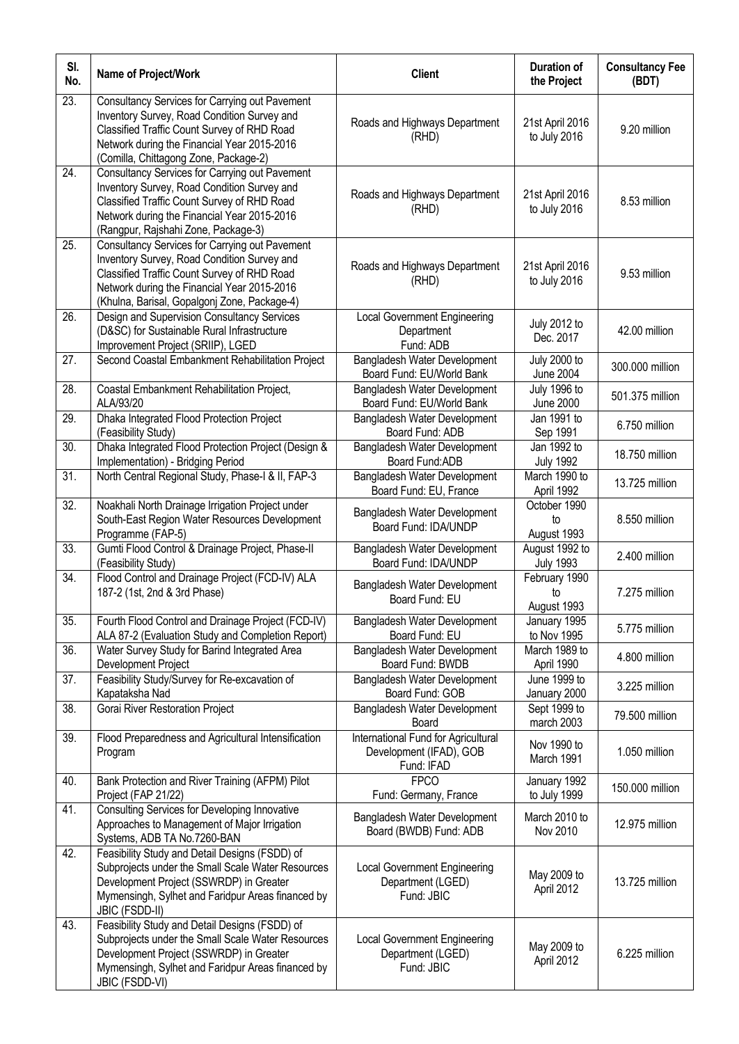| Sl. No. | Name of Project/Work | Client | Duration of the Project | Consultancy Fee (BDT) |
|---|---|---|---|---|
| 23. | Consultancy Services for Carrying out Pavement Inventory Survey, Road Condition Survey and Classified Traffic Count Survey of RHD Road Network during the Financial Year 2015-2016 (Comilla, Chittagong Zone, Package-2) | Roads and Highways Department (RHD) | 21st April 2016 to July 2016 | 9.20 million |
| 24. | Consultancy Services for Carrying out Pavement Inventory Survey, Road Condition Survey and Classified Traffic Count Survey of RHD Road Network during the Financial Year 2015-2016 (Rangpur, Rajshahi Zone, Package-3) | Roads and Highways Department (RHD) | 21st April 2016 to July 2016 | 8.53 million |
| 25. | Consultancy Services for Carrying out Pavement Inventory Survey, Road Condition Survey and Classified Traffic Count Survey of RHD Road Network during the Financial Year 2015-2016 (Khulna, Barisal, Gopalgonj Zone, Package-4) | Roads and Highways Department (RHD) | 21st April 2016 to July 2016 | 9.53 million |
| 26. | Design and Supervision Consultancy Services (D&SC) for Sustainable Rural Infrastructure Improvement Project (SRIIP), LGED | Local Government Engineering Department Fund: ADB | July 2012 to Dec. 2017 | 42.00 million |
| 27. | Second Coastal Embankment Rehabilitation Project | Bangladesh Water Development Board Fund: EU/World Bank | July 2000 to June 2004 | 300.000 million |
| 28. | Coastal Embankment Rehabilitation Project, ALA/93/20 | Bangladesh Water Development Board Fund: EU/World Bank | July 1996 to June 2000 | 501.375 million |
| 29. | Dhaka Integrated Flood Protection Project (Feasibility Study) | Bangladesh Water Development Board Fund: ADB | Jan 1991 to Sep 1991 | 6.750 million |
| 30. | Dhaka Integrated Flood Protection Project (Design & Implementation) - Bridging Period | Bangladesh Water Development Board Fund:ADB | Jan 1992 to July 1992 | 18.750 million |
| 31. | North Central Regional Study, Phase-I & II, FAP-3 | Bangladesh Water Development Board Fund: EU, France | March 1990 to April 1992 | 13.725 million |
| 32. | Noakhali North Drainage Irrigation Project under South-East Region Water Resources Development Programme (FAP-5) | Bangladesh Water Development Board Fund: IDA/UNDP | October 1990 to August 1993 | 8.550 million |
| 33. | Gumti Flood Control & Drainage Project, Phase-II (Feasibility Study) | Bangladesh Water Development Board Fund: IDA/UNDP | August 1992 to July 1993 | 2.400 million |
| 34. | Flood Control and Drainage Project (FCD-IV) ALA 187-2 (1st, 2nd & 3rd Phase) | Bangladesh Water Development Board Fund: EU | February 1990 to August 1993 | 7.275 million |
| 35. | Fourth Flood Control and Drainage Project (FCD-IV) ALA 87-2 (Evaluation Study and Completion Report) | Bangladesh Water Development Board Fund: EU | January 1995 to Nov 1995 | 5.775 million |
| 36. | Water Survey Study for Barind Integrated Area Development Project | Bangladesh Water Development Board Fund: BWDB | March 1989 to April 1990 | 4.800 million |
| 37. | Feasibility Study/Survey for Re-excavation of Kapataksha Nad | Bangladesh Water Development Board Fund: GOB | June 1999 to January 2000 | 3.225 million |
| 38. | Gorai River Restoration Project | Bangladesh Water Development Board | Sept 1999 to march 2003 | 79.500 million |
| 39. | Flood Preparedness and Agricultural Intensification Program | International Fund for Agricultural Development (IFAD), GOB Fund: IFAD | Nov 1990 to March 1991 | 1.050 million |
| 40. | Bank Protection and River Training (AFPM) Pilot Project (FAP 21/22) | FPCO Fund: Germany, France | January 1992 to July 1999 | 150.000 million |
| 41. | Consulting Services for Developing Innovative Approaches to Management of Major Irrigation Systems, ADB TA No.7260-BAN | Bangladesh Water Development Board (BWDB) Fund: ADB | March 2010 to Nov 2010 | 12.975 million |
| 42. | Feasibility Study and Detail Designs (FSDD) of Subprojects under the Small Scale Water Resources Development Project (SSWRDP) in Greater Mymensingh, Sylhet and Faridpur Areas financed by JBIC (FSDD-II) | Local Government Engineering Department (LGED) Fund: JBIC | May 2009 to April 2012 | 13.725 million |
| 43. | Feasibility Study and Detail Designs (FSDD) of Subprojects under the Small Scale Water Resources Development Project (SSWRDP) in Greater Mymensingh, Sylhet and Faridpur Areas financed by JBIC (FSDD-VI) | Local Government Engineering Department (LGED) Fund: JBIC | May 2009 to April 2012 | 6.225 million |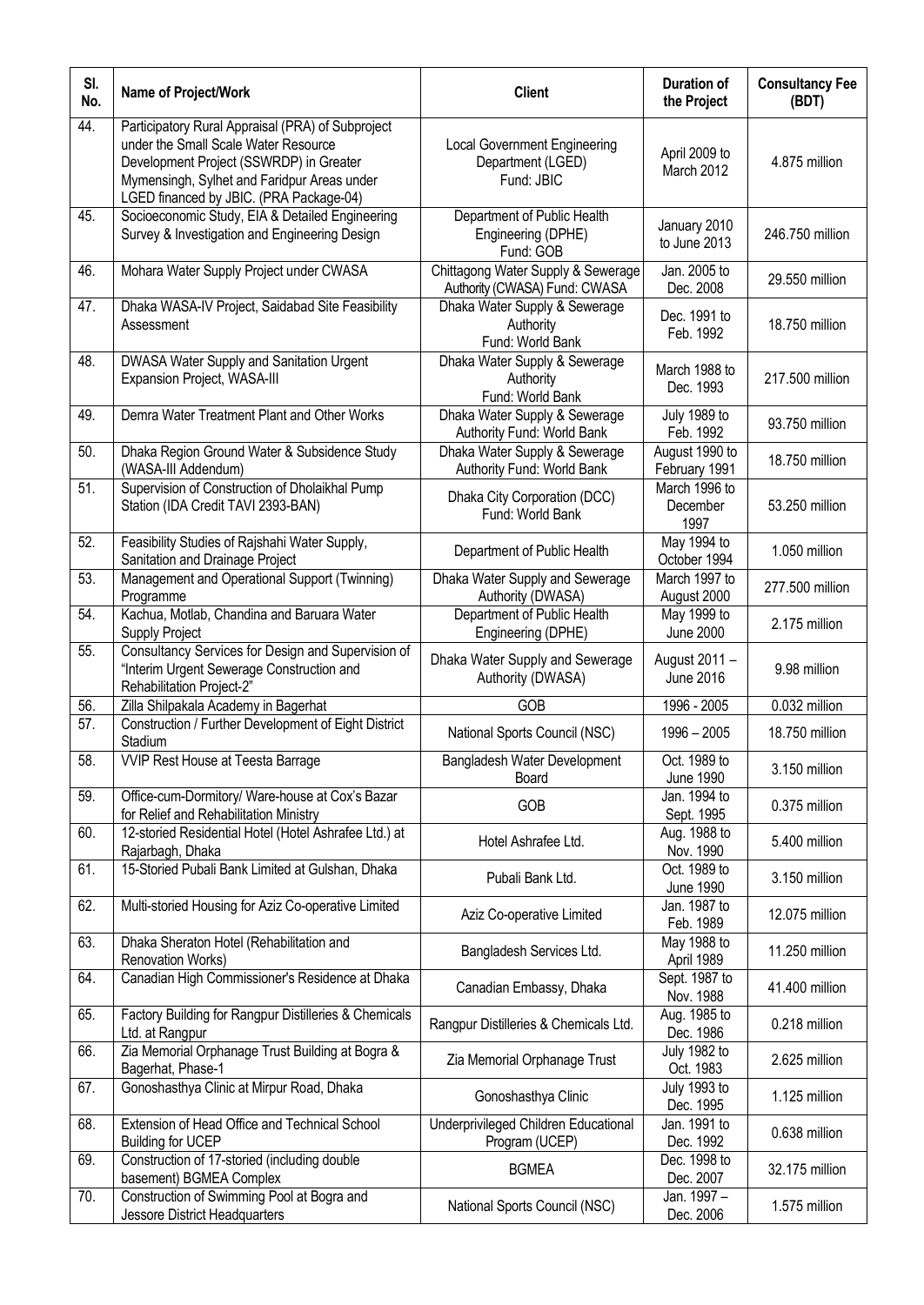| Sl. No. | Name of Project/Work | Client | Duration of the Project | Consultancy Fee (BDT) |
|---|---|---|---|---|
| 44. | Participatory Rural Appraisal (PRA) of Subproject under the Small Scale Water Resource Development Project (SSWRDP) in Greater Mymensingh, Sylhet and Faridpur Areas under LGED financed by JBIC. (PRA Package-04) | Local Government Engineering Department (LGED) Fund: JBIC | April 2009 to March 2012 | 4.875 million |
| 45. | Socioeconomic Study, EIA & Detailed Engineering Survey & Investigation and Engineering Design | Department of Public Health Engineering (DPHE) Fund: GOB | January 2010 to June 2013 | 246.750 million |
| 46. | Mohara Water Supply Project under CWASA | Chittagong Water Supply & Sewerage Authority (CWASA) Fund: CWASA | Jan. 2005 to Dec. 2008 | 29.550 million |
| 47. | Dhaka WASA-IV Project, Saidabad Site Feasibility Assessment | Dhaka Water Supply & Sewerage Authority Fund: World Bank | Dec. 1991 to Feb. 1992 | 18.750 million |
| 48. | DWASA Water Supply and Sanitation Urgent Expansion Project, WASA-III | Dhaka Water Supply & Sewerage Authority Fund: World Bank | March 1988 to Dec. 1993 | 217.500 million |
| 49. | Demra Water Treatment Plant and Other Works | Dhaka Water Supply & Sewerage Authority Fund: World Bank | July 1989 to Feb. 1992 | 93.750 million |
| 50. | Dhaka Region Ground Water & Subsidence Study (WASA-III Addendum) | Dhaka Water Supply & Sewerage Authority Fund: World Bank | August 1990 to February 1991 | 18.750 million |
| 51. | Supervision of Construction of Dholaikhal Pump Station (IDA Credit TAVI 2393-BAN) | Dhaka City Corporation (DCC) Fund: World Bank | March 1996 to December 1997 | 53.250 million |
| 52. | Feasibility Studies of Rajshahi Water Supply, Sanitation and Drainage Project | Department of Public Health | May 1994 to October 1994 | 1.050 million |
| 53. | Management and Operational Support (Twinning) Programme | Dhaka Water Supply and Sewerage Authority (DWASA) | March 1997 to August 2000 | 277.500 million |
| 54. | Kachua, Motlab, Chandina and Baruara Water Supply Project | Department of Public Health Engineering (DPHE) | May 1999 to June 2000 | 2.175 million |
| 55. | Consultancy Services for Design and Supervision of "Interim Urgent Sewerage Construction and Rehabilitation Project-2" | Dhaka Water Supply and Sewerage Authority (DWASA) | August 2011 – June 2016 | 9.98 million |
| 56. | Zilla Shilpakala Academy in Bagerhat | GOB | 1996 - 2005 | 0.032 million |
| 57. | Construction / Further Development of Eight District Stadium | National Sports Council (NSC) | 1996 – 2005 | 18.750 million |
| 58. | VVIP Rest House at Teesta Barrage | Bangladesh Water Development Board | Oct. 1989 to June 1990 | 3.150 million |
| 59. | Office-cum-Dormitory/ Ware-house at Cox's Bazar for Relief and Rehabilitation Ministry | GOB | Jan. 1994 to Sept. 1995 | 0.375 million |
| 60. | 12-storied Residential Hotel (Hotel Ashrafee Ltd.) at Rajarbagh, Dhaka | Hotel Ashrafee Ltd. | Aug. 1988 to Nov. 1990 | 5.400 million |
| 61. | 15-Storied Pubali Bank Limited at Gulshan, Dhaka | Pubali Bank Ltd. | Oct. 1989 to June 1990 | 3.150 million |
| 62. | Multi-storied Housing for Aziz Co-operative Limited | Aziz Co-operative Limited | Jan. 1987 to Feb. 1989 | 12.075 million |
| 63. | Dhaka Sheraton Hotel (Rehabilitation and Renovation Works) | Bangladesh Services Ltd. | May 1988 to April 1989 | 11.250 million |
| 64. | Canadian High Commissioner's Residence at Dhaka | Canadian Embassy, Dhaka | Sept. 1987 to Nov. 1988 | 41.400 million |
| 65. | Factory Building for Rangpur Distilleries & Chemicals Ltd. at Rangpur | Rangpur Distilleries & Chemicals Ltd. | Aug. 1985 to Dec. 1986 | 0.218 million |
| 66. | Zia Memorial Orphanage Trust Building at Bogra & Bagerhat, Phase-1 | Zia Memorial Orphanage Trust | July 1982 to Oct. 1983 | 2.625 million |
| 67. | Gonoshasthya Clinic at Mirpur Road, Dhaka | Gonoshasthya Clinic | July 1993 to Dec. 1995 | 1.125 million |
| 68. | Extension of Head Office and Technical School Building for UCEP | Underprivileged Children Educational Program (UCEP) | Jan. 1991 to Dec. 1992 | 0.638 million |
| 69. | Construction of 17-storied (including double basement) BGMEA Complex | BGMEA | Dec. 1998 to Dec. 2007 | 32.175 million |
| 70. | Construction of Swimming Pool at Bogra and Jessore District Headquarters | National Sports Council (NSC) | Jan. 1997 – Dec. 2006 | 1.575 million |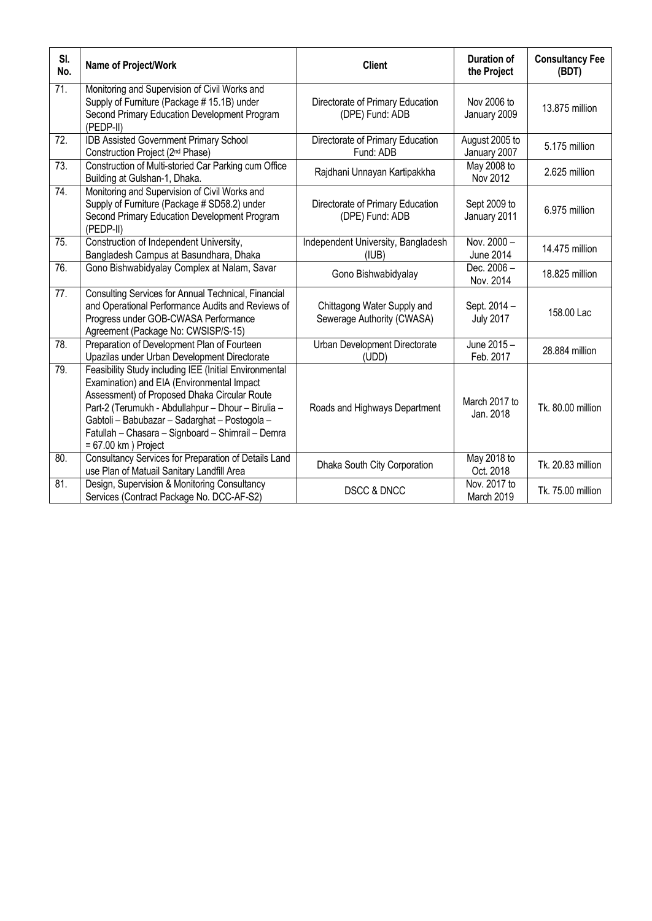| Sl. No. | Name of Project/Work | Client | Duration of the Project | Consultancy Fee (BDT) |
|---|---|---|---|---|
| 71. | Monitoring and Supervision of Civil Works and Supply of Furniture (Package # 15.1B) under Second Primary Education Development Program (PEDP-II) | Directorate of Primary Education (DPE) Fund: ADB | Nov 2006 to January 2009 | 13.875 million |
| 72. | IDB Assisted Government Primary School Construction Project (2nd Phase) | Directorate of Primary Education Fund: ADB | August 2005 to January 2007 | 5.175 million |
| 73. | Construction of Multi-storied Car Parking cum Office Building at Gulshan-1, Dhaka. | Rajdhani Unnayan Kartipakkha | May 2008 to Nov 2012 | 2.625 million |
| 74. | Monitoring and Supervision of Civil Works and Supply of Furniture (Package # SD58.2) under Second Primary Education Development Program (PEDP-II) | Directorate of Primary Education (DPE) Fund: ADB | Sept 2009 to January 2011 | 6.975 million |
| 75. | Construction of Independent University, Bangladesh Campus at Basundhara, Dhaka | Independent University, Bangladesh (IUB) | Nov. 2000 – June 2014 | 14.475 million |
| 76. | Gono Bishwabidyalay Complex at Nalam, Savar | Gono Bishwabidyalay | Dec. 2006 – Nov. 2014 | 18.825 million |
| 77. | Consulting Services for Annual Technical, Financial and Operational Performance Audits and Reviews of Progress under GOB-CWASA Performance Agreement (Package No: CWSISP/S-15) | Chittagong Water Supply and Sewerage Authority (CWASA) | Sept. 2014 – July 2017 | 158.00 Lac |
| 78. | Preparation of Development Plan of Fourteen Upazilas under Urban Development Directorate | Urban Development Directorate (UDD) | June 2015 – Feb. 2017 | 28.884 million |
| 79. | Feasibility Study including IEE (Initial Environmental Examination) and EIA (Environmental Impact Assessment) of Proposed Dhaka Circular Route Part-2 (Terumukh - Abdullahpur – Dhour – Birulia – Gabtoli – Babubazar – Sadarghat – Postogola – Fatullah – Chasara – Signboard – Shimrail – Demra = 67.00 km ) Project | Roads and Highways Department | March 2017 to Jan. 2018 | Tk. 80.00 million |
| 80. | Consultancy Services for Preparation of Details Land use Plan of Matuail Sanitary Landfill Area | Dhaka South City Corporation | May 2018 to Oct. 2018 | Tk. 20.83 million |
| 81. | Design, Supervision & Monitoring Consultancy Services (Contract Package No. DCC-AF-S2) | DSCC & DNCC | Nov. 2017 to March 2019 | Tk. 75.00 million |